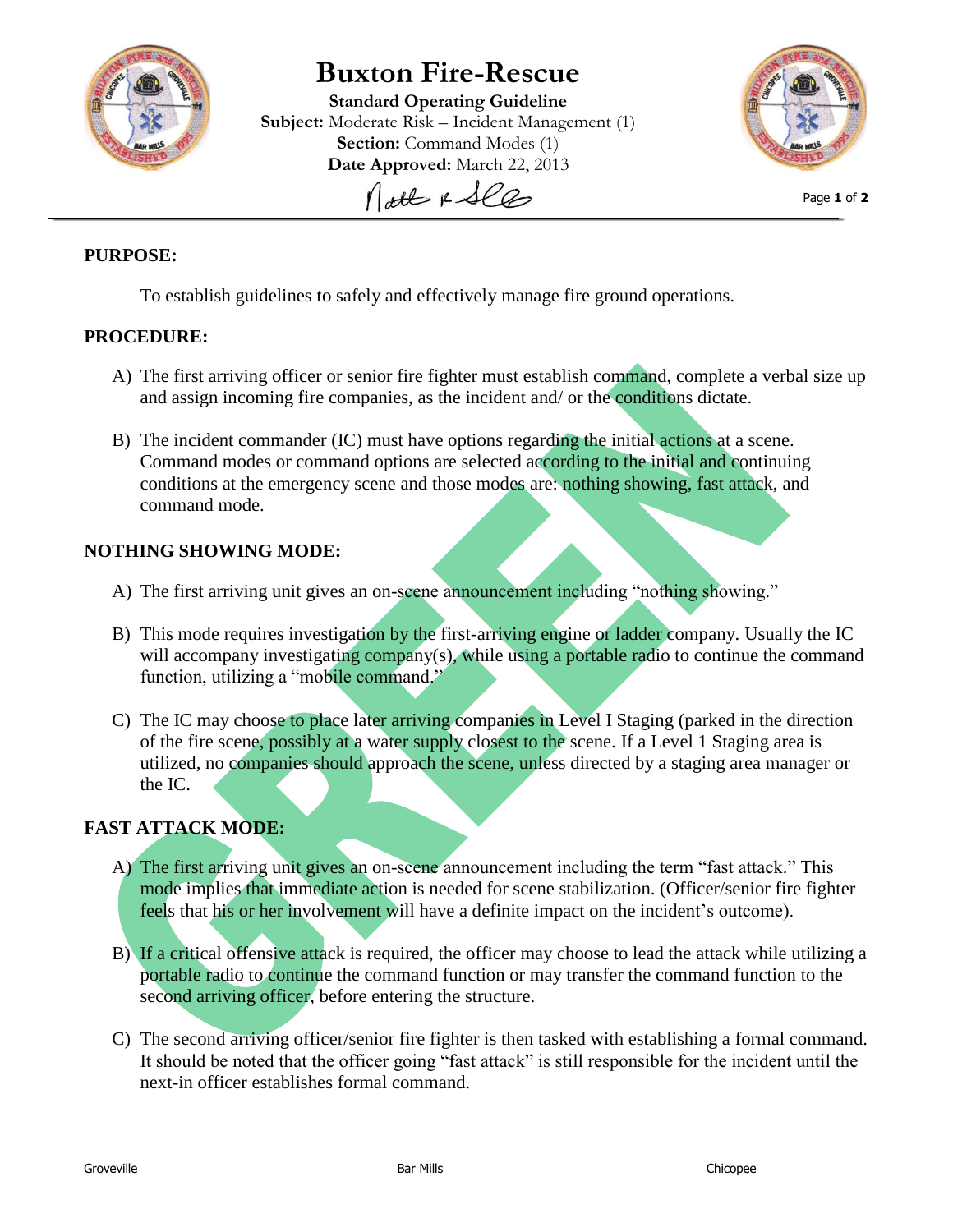# Buxton Fire-Rescue

**Standard Operating Guideline**
**Subject:** Moderate Risk – Incident Management (1)
**Section:** Command Modes (1)
**Date Approved:** March 22, 2013

## PURPOSE:

To establish guidelines to safely and effectively manage fire ground operations.

## PROCEDURE:

A) The first arriving officer or senior fire fighter must establish command, complete a verbal size up and assign incoming fire companies, as the incident and/ or the conditions dictate.

B) The incident commander (IC) must have options regarding the initial actions at a scene. Command modes or command options are selected according to the initial and continuing conditions at the emergency scene and those modes are: nothing showing, fast attack, and command mode.

## NOTHING SHOWING MODE:

A) The first arriving unit gives an on-scene announcement including "nothing showing."

B) This mode requires investigation by the first-arriving engine or ladder company. Usually the IC will accompany investigating company(s), while using a portable radio to continue the command function, utilizing a "mobile command."

C) The IC may choose to place later arriving companies in Level I Staging (parked in the direction of the fire scene, possibly at a water supply closest to the scene. If a Level 1 Staging area is utilized, no companies should approach the scene, unless directed by a staging area manager or the IC.

## FAST ATTACK MODE:

A) The first arriving unit gives an on-scene announcement including the term "fast attack." This mode implies that immediate action is needed for scene stabilization. (Officer/senior fire fighter feels that his or her involvement will have a definite impact on the incident's outcome).

B) If a critical offensive attack is required, the officer may choose to lead the attack while utilizing a portable radio to continue the command function or may transfer the command function to the second arriving officer, before entering the structure.

C) The second arriving officer/senior fire fighter is then tasked with establishing a formal command. It should be noted that the officer going "fast attack" is still responsible for the incident until the next-in officer establishes formal command.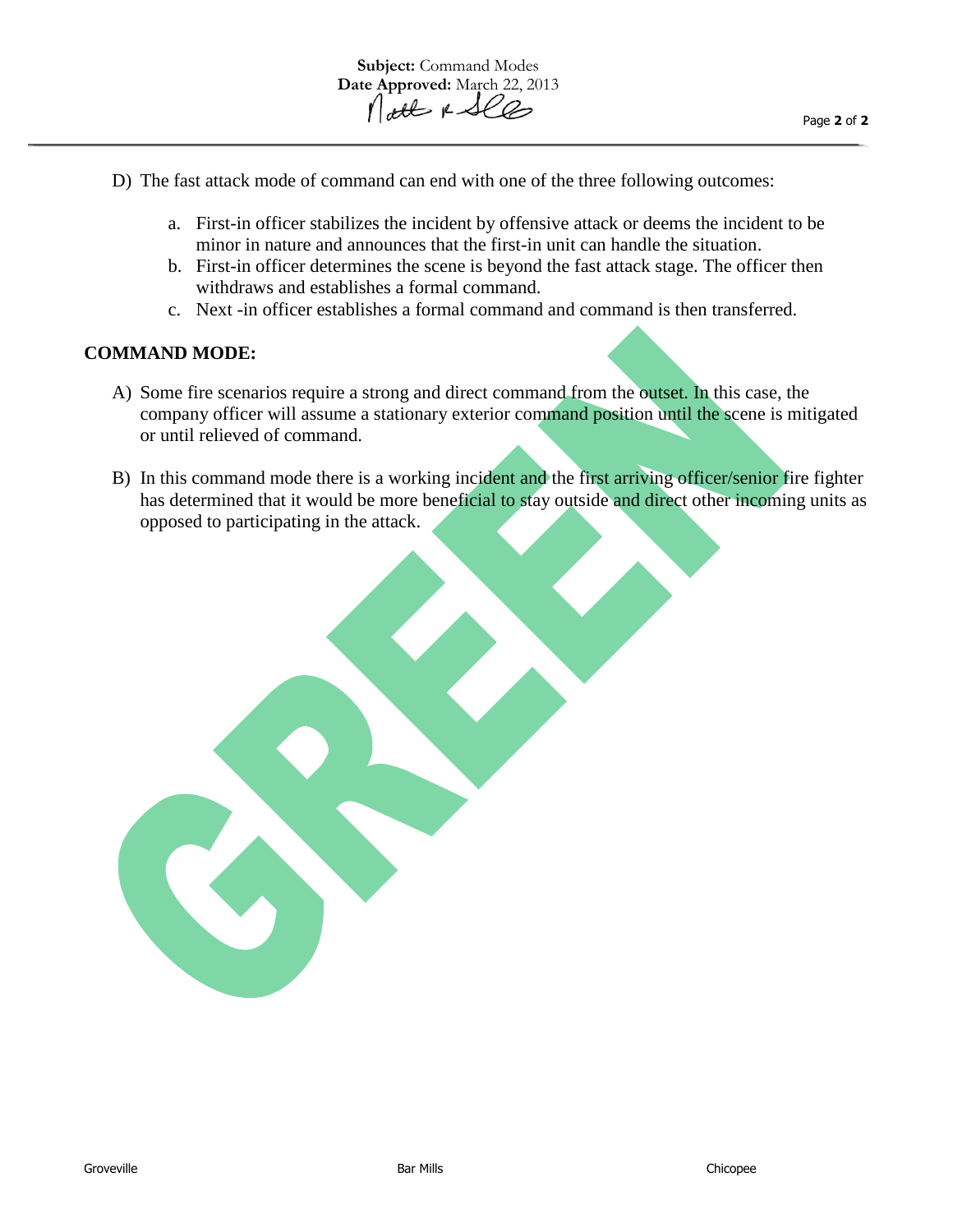D) The fast attack mode of command can end with one of the three following outcomes:

   a. First-in officer stabilizes the incident by offensive attack or deems the incident to be minor in nature and announces that the first-in unit can handle the situation.
   b. First-in officer determines the scene is beyond the fast attack stage. The officer then withdraws and establishes a formal command.
   c. Next -in officer establishes a formal command and command is then transferred.

**COMMAND MODE:**

A) Some fire scenarios require a strong and direct command from the outset. In this case, the company officer will assume a stationary exterior command position until the scene is mitigated or until relieved of command.

B) In this command mode there is a working incident and the first arriving officer/senior fire fighter has determined that it would be more beneficial to stay outside and direct other incoming units as opposed to participating in the attack.